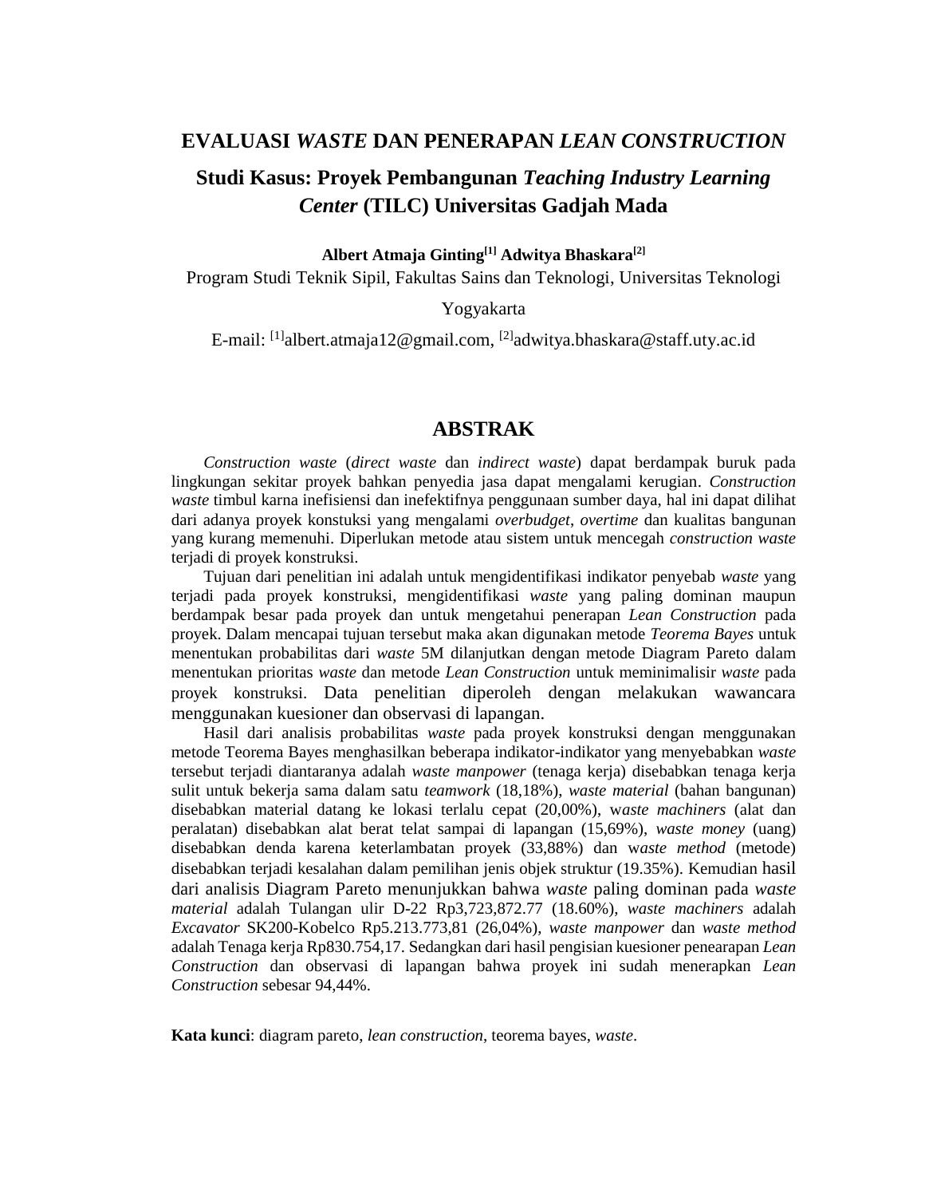# EVALUASI *WASTE* DAN PENERAPAN *LEAN CONSTRUCTION*

## Studi Kasus: Proyek Pembangunan *Teaching Industry Learning Center* (TILC) Universitas Gadjah Mada

**Albert Atmaja Ginting[1] Adwitya Bhaskara[2]**

Program Studi Teknik Sipil, Fakultas Sains dan Teknologi, Universitas Teknologi Yogyakarta

E-mail: [1]albert.atmaja12@gmail.com, [2]adwitya.bhaskara@staff.uty.ac.id

## ABSTRAK

*Construction waste* (*direct waste* dan *indirect waste*) dapat berdampak buruk pada lingkungan sekitar proyek bahkan penyedia jasa dapat mengalami kerugian. *Construction waste* timbul karna inefisiensi dan inefektifnya penggunaan sumber daya, hal ini dapat dilihat dari adanya proyek konstuksi yang mengalami *overbudget*, *overtime* dan kualitas bangunan yang kurang memenuhi. Diperlukan metode atau sistem untuk mencegah *construction waste* terjadi di proyek konstruksi.

Tujuan dari penelitian ini adalah untuk mengidentifikasi indikator penyebab *waste* yang terjadi pada proyek konstruksi, mengidentifikasi *waste* yang paling dominan maupun berdampak besar pada proyek dan untuk mengetahui penerapan *Lean Construction* pada proyek. Dalam mencapai tujuan tersebut maka akan digunakan metode *Teorema Bayes* untuk menentukan probabilitas dari *waste* 5M dilanjutkan dengan metode Diagram Pareto dalam menentukan prioritas *waste* dan metode *Lean Construction* untuk meminimalisir *waste* pada proyek konstruksi. Data penelitian diperoleh dengan melakukan wawancara menggunakan kuesioner dan observasi di lapangan.

Hasil dari analisis probabilitas *waste* pada proyek konstruksi dengan menggunakan metode Teorema Bayes menghasilkan beberapa indikator-indikator yang menyebabkan *waste* tersebut terjadi diantaranya adalah *waste manpower* (tenaga kerja) disebabkan tenaga kerja sulit untuk bekerja sama dalam satu *teamwork* (18,18%), *waste material* (bahan bangunan) disebabkan material datang ke lokasi terlalu cepat (20,00%), w*aste machiners* (alat dan peralatan) disebabkan alat berat telat sampai di lapangan (15,69%), *waste money* (uang) disebabkan denda karena keterlambatan proyek (33,88%) dan w*aste method* (metode) disebabkan terjadi kesalahan dalam pemilihan jenis objek struktur (19.35%). Kemudian hasil dari analisis Diagram Pareto menunjukkan bahwa *waste* paling dominan pada *waste material* adalah Tulangan ulir D-22 Rp3,723,872.77 (18.60%), *waste machiners* adalah *Excavator* SK200-Kobelco Rp5.213.773,81 (26,04%), *waste manpower* dan *waste method* adalah Tenaga kerja Rp830.754,17. Sedangkan dari hasil pengisian kuesioner penearapan *Lean Construction* dan observasi di lapangan bahwa proyek ini sudah menerapkan *Lean Construction* sebesar 94,44%.

**Kata kunci**: diagram pareto, *lean construction*, teorema bayes, *waste*.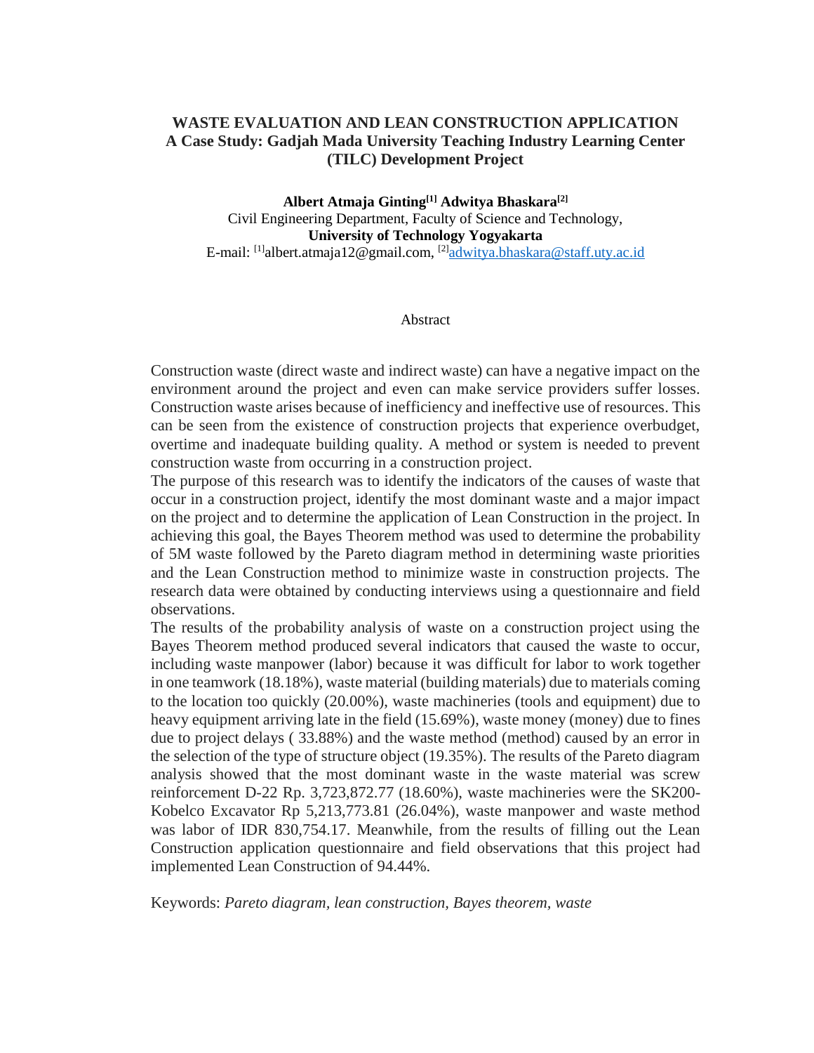# WASTE EVALUATION AND LEAN CONSTRUCTION APPLICATION
## A Case Study: Gadjah Mada University Teaching Industry Learning Center (TILC) Development Project

**Albert Atmaja Ginting[1] Adwitya Bhaskara[2]**
Civil Engineering Department, Faculty of Science and Technology,
**University of Technology Yogyakarta**
E-mail: [1]albert.atmaja12@gmail.com, [2]adwitya.bhaskara@staff.uty.ac.id

Abstract

Construction waste (direct waste and indirect waste) can have a negative impact on the environment around the project and even can make service providers suffer losses. Construction waste arises because of inefficiency and ineffective use of resources. This can be seen from the existence of construction projects that experience overbudget, overtime and inadequate building quality. A method or system is needed to prevent construction waste from occurring in a construction project.

The purpose of this research was to identify the indicators of the causes of waste that occur in a construction project, identify the most dominant waste and a major impact on the project and to determine the application of Lean Construction in the project. In achieving this goal, the Bayes Theorem method was used to determine the probability of 5M waste followed by the Pareto diagram method in determining waste priorities and the Lean Construction method to minimize waste in construction projects. The research data were obtained by conducting interviews using a questionnaire and field observations.

The results of the probability analysis of waste on a construction project using the Bayes Theorem method produced several indicators that caused the waste to occur, including waste manpower (labor) because it was difficult for labor to work together in one teamwork (18.18%), waste material (building materials) due to materials coming to the location too quickly (20.00%), waste machineries (tools and equipment) due to heavy equipment arriving late in the field (15.69%), waste money (money) due to fines due to project delays ( 33.88%) and the waste method (method) caused by an error in the selection of the type of structure object (19.35%). The results of the Pareto diagram analysis showed that the most dominant waste in the waste material was screw reinforcement D-22 Rp. 3,723,872.77 (18.60%), waste machineries were the SK200-Kobelco Excavator Rp 5,213,773.81 (26.04%), waste manpower and waste method was labor of IDR 830,754.17. Meanwhile, from the results of filling out the Lean Construction application questionnaire and field observations that this project had implemented Lean Construction of 94.44%.

Keywords: *Pareto diagram, lean construction, Bayes theorem, waste*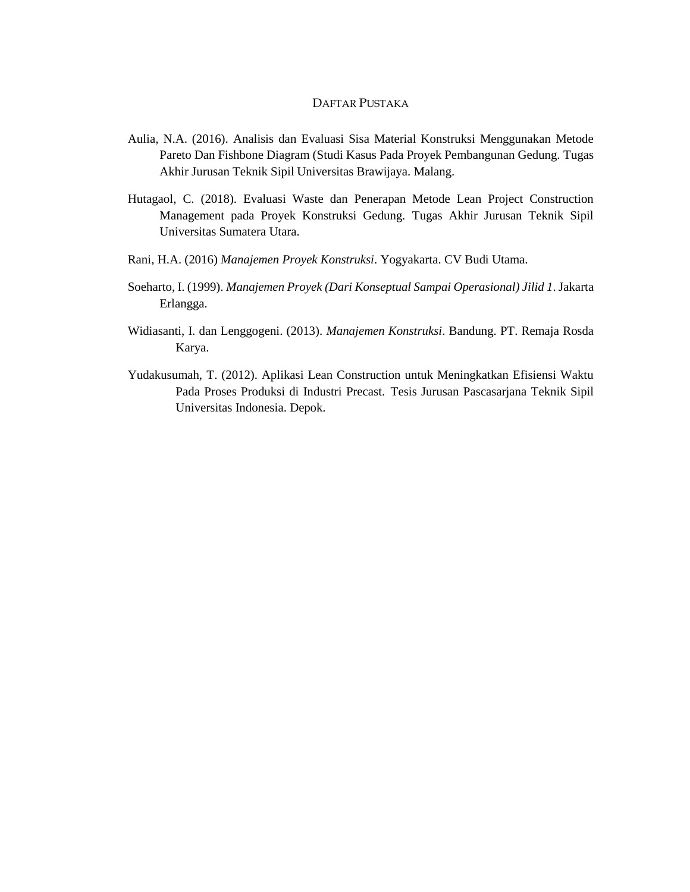# DAFTAR PUSTAKA

Aulia, N.A. (2016). Analisis dan Evaluasi Sisa Material Konstruksi Menggunakan Metode Pareto Dan Fishbone Diagram (Studi Kasus Pada Proyek Pembangunan Gedung. Tugas Akhir Jurusan Teknik Sipil Universitas Brawijaya. Malang.

Hutagaol, C. (2018). Evaluasi Waste dan Penerapan Metode Lean Project Construction Management pada Proyek Konstruksi Gedung. Tugas Akhir Jurusan Teknik Sipil Universitas Sumatera Utara.

Rani, H.A. (2016) *Manajemen Proyek Konstruksi*. Yogyakarta. CV Budi Utama.

Soeharto, I. (1999). *Manajemen Proyek (Dari Konseptual Sampai Operasional) Jilid 1*. Jakarta Erlangga.

Widiasanti, I. dan Lenggogeni. (2013). *Manajemen Konstruksi*. Bandung. PT. Remaja Rosda Karya.

Yudakusumah, T. (2012). Aplikasi Lean Construction untuk Meningkatkan Efisiensi Waktu Pada Proses Produksi di Industri Precast. Tesis Jurusan Pascasarjana Teknik Sipil Universitas Indonesia. Depok.